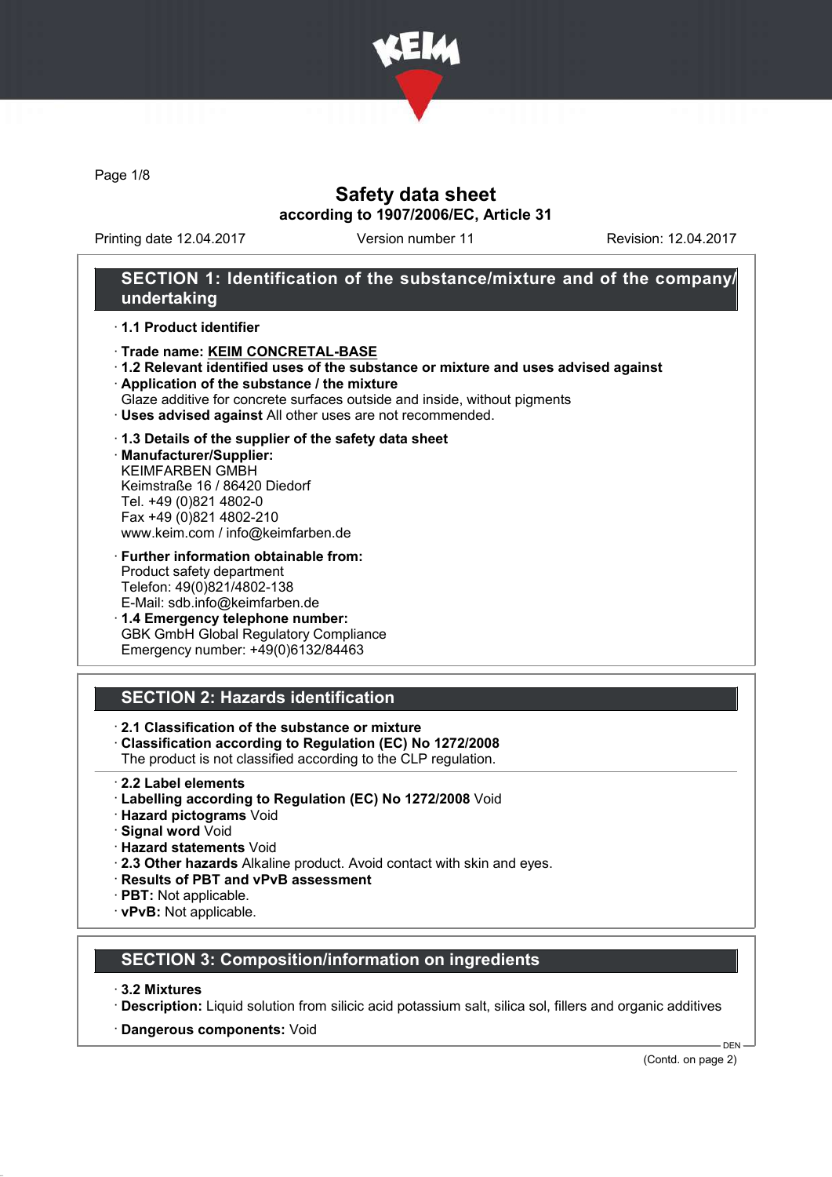# Safety data sheet

## according to 1907/2006/EC, Article 31

Printing date 12.04.2017 Version number 11 Revision: 12.04.2017

## SECTION 1: Identification of the substance/mixture and of the company/undertaking

· **1.1 Product identifier**

· **Trade name: KEIM CONCRETAL-BASE**

· **1.2 Relevant identified uses of the substance or mixture and uses advised against**

· **Application of the substance / the mixture**
Glaze additive for concrete surfaces outside and inside, without pigments

· **Uses advised against** All other uses are not recommended.

· **1.3 Details of the supplier of the safety data sheet**

· **Manufacturer/Supplier:**
KEIMFARBEN GMBH
Keimstraße 16 / 86420 Diedorf
Tel. +49 (0)821 4802-0
Fax +49 (0)821 4802-210
www.keim.com / info@keimfarben.de

· **Further information obtainable from:**
Product safety department
Telefon: 49(0)821/4802-138
E-Mail: sdb.info@keimfarben.de

· **1.4 Emergency telephone number:**
GBK GmbH Global Regulatory Compliance
Emergency number: +49(0)6132/84463

## SECTION 2: Hazards identification

· **2.1 Classification of the substance or mixture**

· **Classification according to Regulation (EC) No 1272/2008**
The product is not classified according to the CLP regulation.

· **2.2 Label elements**

· **Labelling according to Regulation (EC) No 1272/2008** Void

· **Hazard pictograms** Void

· **Signal word** Void

· **Hazard statements** Void

· **2.3 Other hazards** Alkaline product. Avoid contact with skin and eyes.

· **Results of PBT and vPvB assessment**

· **PBT:** Not applicable.

· **vPvB:** Not applicable.

## SECTION 3: Composition/information on ingredients

· **3.2 Mixtures**

· **Description:** Liquid solution from silicic acid potassium salt, silica sol, fillers and organic additives

· **Dangerous components:** Void

(Contd. on page 2)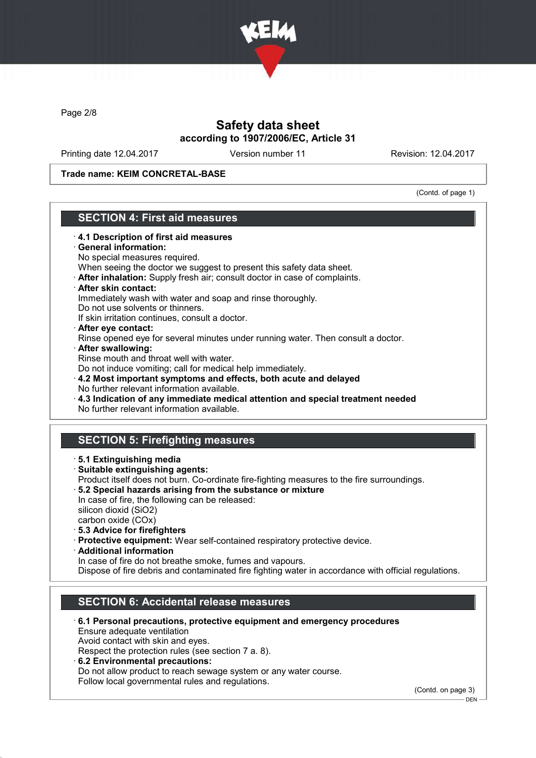**Trade name: KEIM CONCRETAL-BASE**

(Contd. of page 1)

## SECTION 4: First aid measures

· **4.1 Description of first aid measures**
· **General information:**
No special measures required.
When seeing the doctor we suggest to present this safety data sheet.
· **After inhalation:** Supply fresh air; consult doctor in case of complaints.
· **After skin contact:**
Immediately wash with water and soap and rinse thoroughly.
Do not use solvents or thinners.
If skin irritation continues, consult a doctor.
· **After eye contact:**
Rinse opened eye for several minutes under running water. Then consult a doctor.
· **After swallowing:**
Rinse mouth and throat well with water.
Do not induce vomiting; call for medical help immediately.
· **4.2 Most important symptoms and effects, both acute and delayed**
No further relevant information available.
· **4.3 Indication of any immediate medical attention and special treatment needed**
No further relevant information available.

## SECTION 5: Firefighting measures

· **5.1 Extinguishing media**
· **Suitable extinguishing agents:**
Product itself does not burn. Co-ordinate fire-fighting measures to the fire surroundings.
· **5.2 Special hazards arising from the substance or mixture**
In case of fire, the following can be released:
silicon dioxid ($SiO_2$)
carbon oxide ($CO_x$)
· **5.3 Advice for firefighters**
· **Protective equipment:** Wear self-contained respiratory protective device.
· **Additional information**
In case of fire do not breathe smoke, fumes and vapours.
Dispose of fire debris and contaminated fire fighting water in accordance with official regulations.

## SECTION 6: Accidental release measures

· **6.1 Personal precautions, protective equipment and emergency procedures**
Ensure adequate ventilation
Avoid contact with skin and eyes.
Respect the protection rules (see section 7 a. 8).
· **6.2 Environmental precautions:**
Do not allow product to reach sewage system or any water course.
Follow local governmental rules and regulations.

(Contd. on page 3)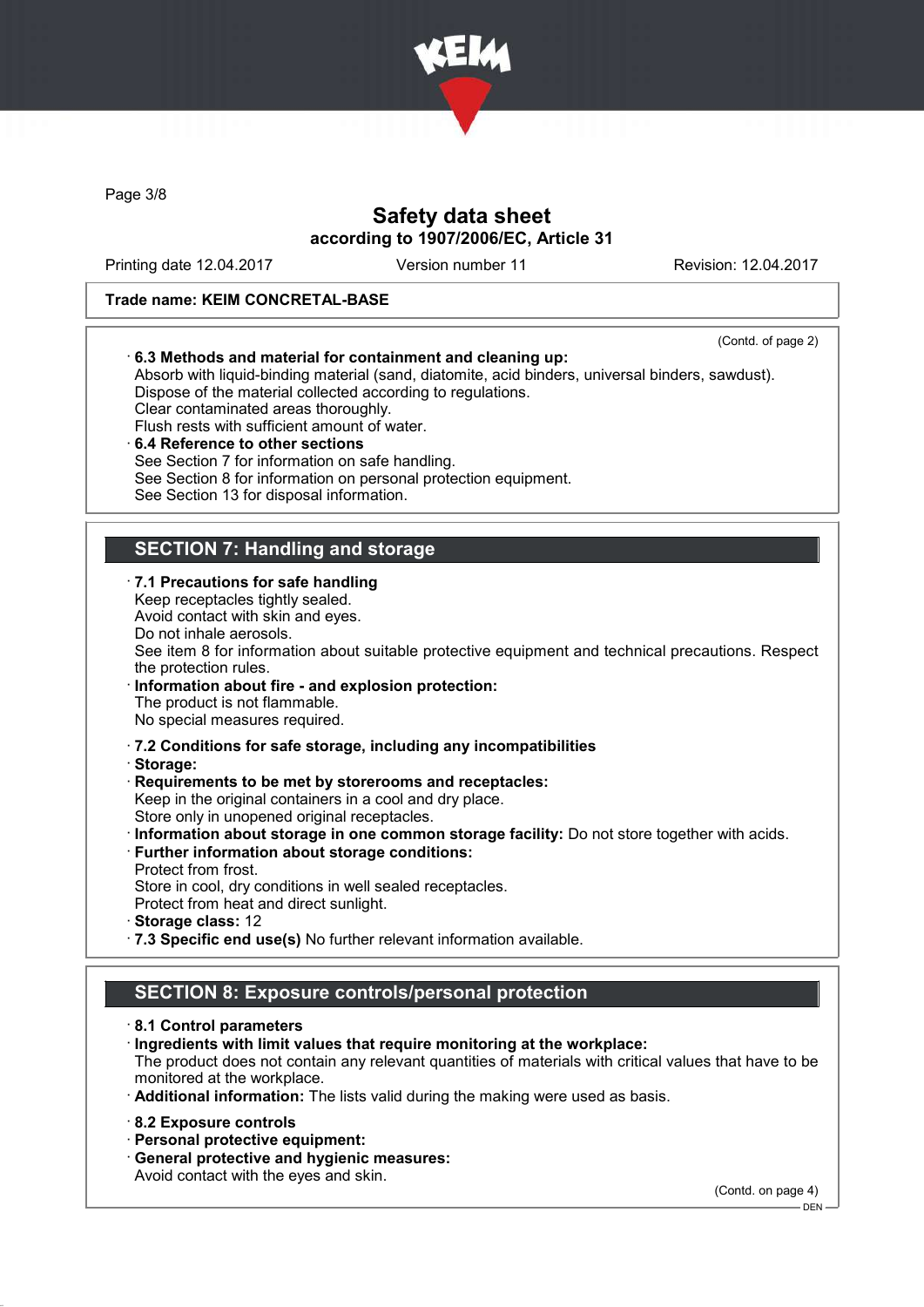**Trade name: KEIM CONCRETAL-BASE**

(Contd. of page 2)

· **6.3 Methods and material for containment and cleaning up:**
Absorb with liquid-binding material (sand, diatomite, acid binders, universal binders, sawdust).
Dispose of the material collected according to regulations.
Clear contaminated areas thoroughly.
Flush rests with sufficient amount of water.

· **6.4 Reference to other sections**
See Section 7 for information on safe handling.
See Section 8 for information on personal protection equipment.
See Section 13 for disposal information.

## SECTION 7: Handling and storage

· **7.1 Precautions for safe handling**
Keep receptacles tightly sealed.
Avoid contact with skin and eyes.
Do not inhale aerosols.
See item 8 for information about suitable protective equipment and technical precautions. Respect the protection rules.

· **Information about fire - and explosion protection:**
The product is not flammable.
No special measures required.

· **7.2 Conditions for safe storage, including any incompatibilities**
· **Storage:**
· **Requirements to be met by storerooms and receptacles:**
Keep in the original containers in a cool and dry place.
Store only in unopened original receptacles.
· **Information about storage in one common storage facility:** Do not store together with acids.
· **Further information about storage conditions:**
Protect from frost.
Store in cool, dry conditions in well sealed receptacles.
Protect from heat and direct sunlight.
· **Storage class:** 12
· **7.3 Specific end use(s)** No further relevant information available.

## SECTION 8: Exposure controls/personal protection

· **8.1 Control parameters**
· **Ingredients with limit values that require monitoring at the workplace:**
The product does not contain any relevant quantities of materials with critical values that have to be monitored at the workplace.
· **Additional information:** The lists valid during the making were used as basis.

· **8.2 Exposure controls**
· **Personal protective equipment:**
· **General protective and hygienic measures:**
Avoid contact with the eyes and skin.

(Contd. on page 4)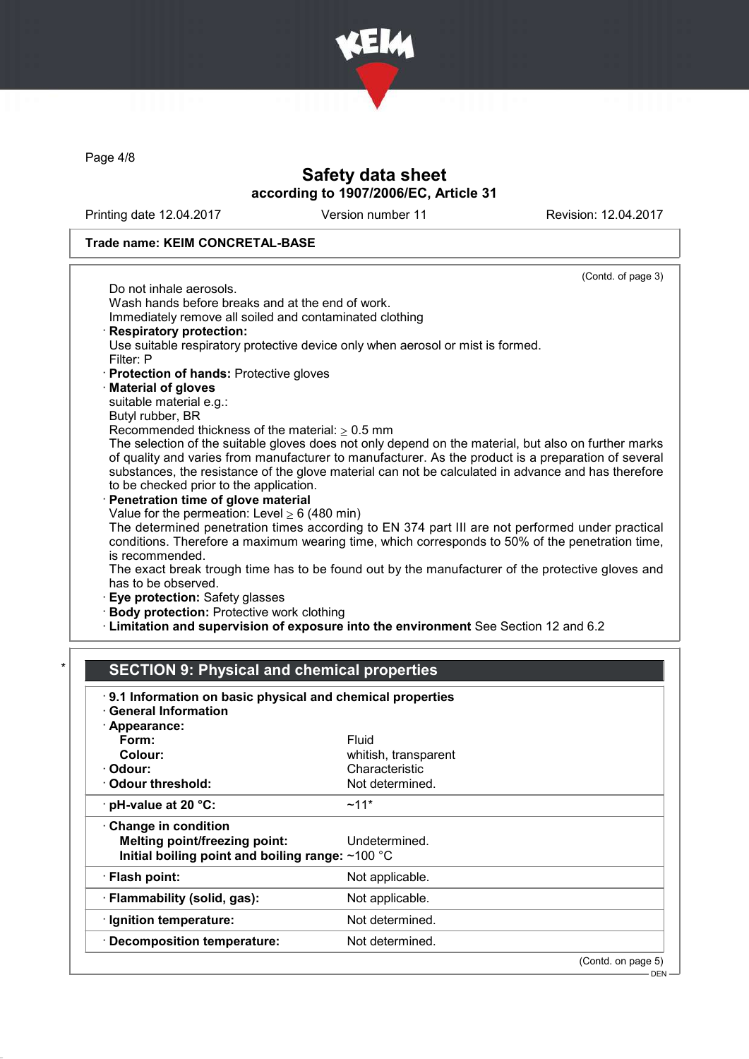Trade name: KEIM CONCRETAL-BASE

(Contd. of page 3)

Do not inhale aerosols.
Wash hands before breaks and at the end of work.
Immediately remove all soiled and contaminated clothing

· **Respiratory protection:**
Use suitable respiratory protective device only when aerosol or mist is formed.
Filter: P

· **Protection of hands:** Protective gloves

· **Material of gloves**
suitable material e.g.:
Butyl rubber, BR
Recommended thickness of the material: ≥ 0.5 mm
The selection of the suitable gloves does not only depend on the material, but also on further marks of quality and varies from manufacturer to manufacturer. As the product is a preparation of several substances, the resistance of the glove material can not be calculated in advance and has therefore to be checked prior to the application.

· **Penetration time of glove material**
Value for the permeation: Level ≥ 6 (480 min)
The determined penetration times according to EN 374 part III are not performed under practical conditions. Therefore a maximum wearing time, which corresponds to 50% of the penetration time, is recommended.
The exact break trough time has to be found out by the manufacturer of the protective gloves and has to be observed.

· **Eye protection:** Safety glasses

· **Body protection:** Protective work clothing

· **Limitation and supervision of exposure into the environment** See Section 12 and 6.2

## SECTION 9: Physical and chemical properties

· **9.1 Information on basic physical and chemical properties**

· **General Information**

| Property | Value |
|---|---|
| · **Appearance:** | |
| **Form:** | Fluid |
| **Colour:** | whitish, transparent |
| · **Odour:** | Characteristic |
| · **Odour threshold:** | Not determined. |
| · **pH-value at 20 °C:** | ~11* |
| · **Change in condition** | |
| **Melting point/freezing point:** | Undetermined. |
| **Initial boiling point and boiling range:** | ~100 °C |
| · **Flash point:** | Not applicable. |
| · **Flammability (solid, gas):** | Not applicable. |
| · **Ignition temperature:** | Not determined. |
| · **Decomposition temperature:** | Not determined. |

(Contd. on page 5)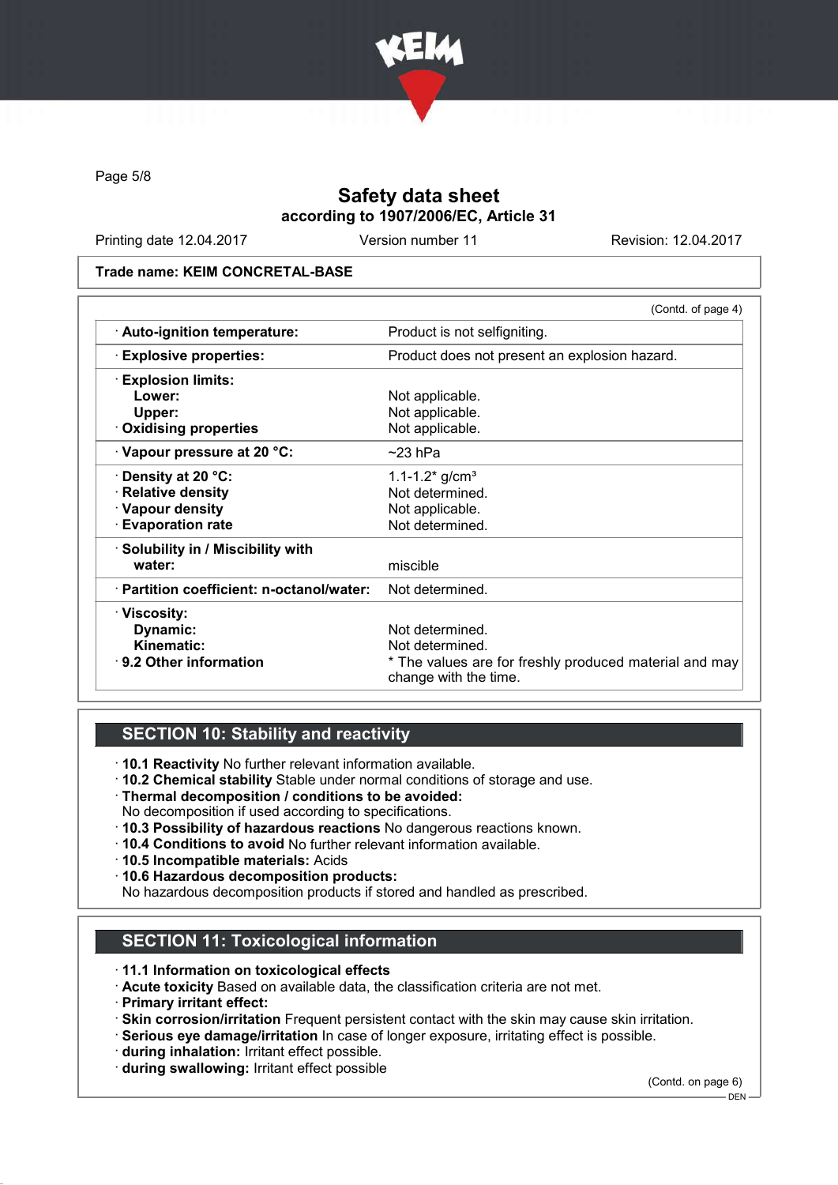# Safety data sheet
according to 1907/2006/EC, Article 31

Printing date 12.04.2017 Version number 11 Revision: 12.04.2017

**Trade name: KEIM CONCRETAL-BASE**

(Contd. of page 4)

| | |
|---|---|
| · **Auto-ignition temperature:** | Product is not selfigniting. |
| · **Explosive properties:** | Product does not present an explosion hazard. |
| · **Explosion limits:** | |
| **Lower:** | Not applicable. |
| **Upper:** | Not applicable. |
| · **Oxidising properties** | Not applicable. |
| · **Vapour pressure at 20 °C:** | ~23 hPa |
| · **Density at 20 °C:** | 1.1-1.2* g/cm³ |
| · **Relative density** | Not determined. |
| · **Vapour density** | Not applicable. |
| · **Evaporation rate** | Not determined. |
| · **Solubility in / Miscibility with water:** | miscible |
| · **Partition coefficient: n-octanol/water:** | Not determined. |
| · **Viscosity:** | |
| **Dynamic:** | Not determined. |
| **Kinematic:** | Not determined. |
| · **9.2 Other information** | * The values are for freshly produced material and may change with the time. |

## SECTION 10: Stability and reactivity

· **10.1 Reactivity** No further relevant information available.
· **10.2 Chemical stability** Stable under normal conditions of storage and use.
· **Thermal decomposition / conditions to be avoided:**
No decomposition if used according to specifications.
· **10.3 Possibility of hazardous reactions** No dangerous reactions known.
· **10.4 Conditions to avoid** No further relevant information available.
· **10.5 Incompatible materials:** Acids
· **10.6 Hazardous decomposition products:**
No hazardous decomposition products if stored and handled as prescribed.

## SECTION 11: Toxicological information

· **11.1 Information on toxicological effects**
· **Acute toxicity** Based on available data, the classification criteria are not met.
· **Primary irritant effect:**
· **Skin corrosion/irritation** Frequent persistent contact with the skin may cause skin irritation.
· **Serious eye damage/irritation** In case of longer exposure, irritating effect is possible.
· **during inhalation:** Irritant effect possible.
· **during swallowing:** Irritant effect possible

(Contd. on page 6)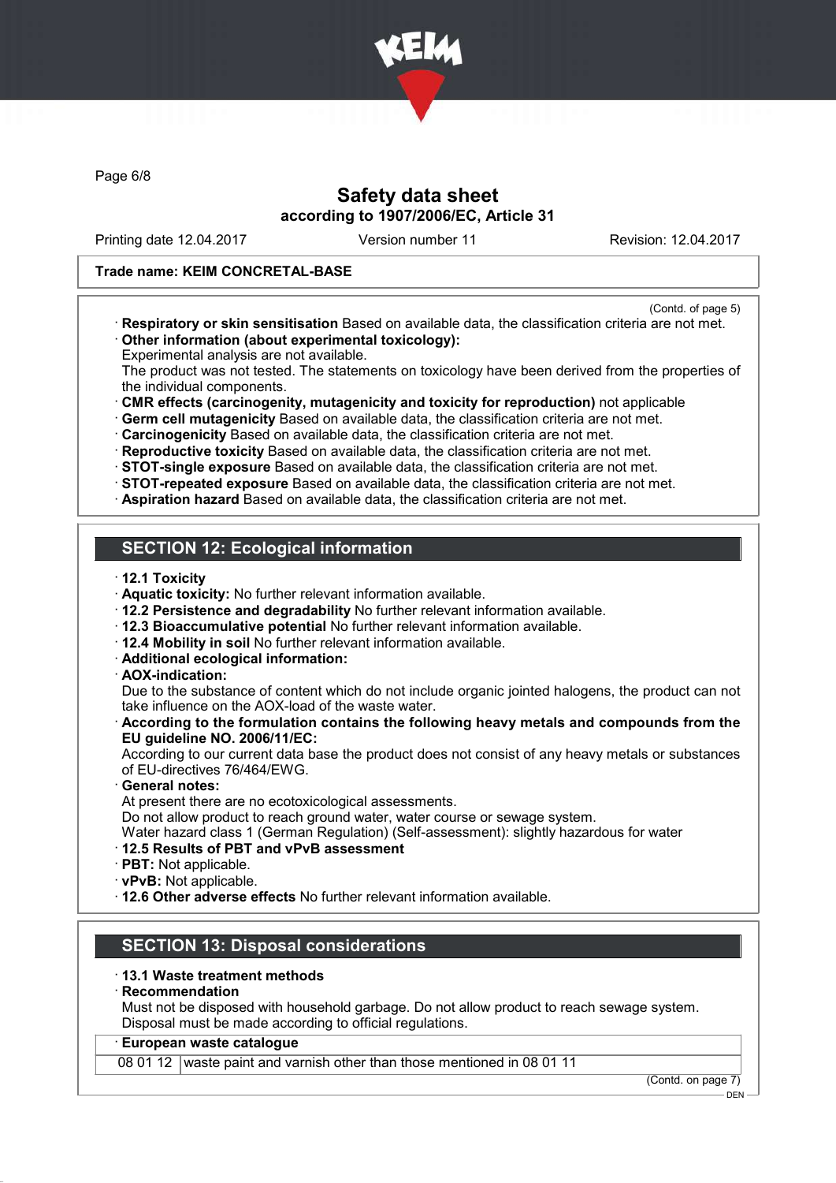**Trade name: KEIM CONCRETAL-BASE**

(Contd. of page 5)

· **Respiratory or skin sensitisation** Based on available data, the classification criteria are not met.
· **Other information (about experimental toxicology):**
Experimental analysis are not available.
The product was not tested. The statements on toxicology have been derived from the properties of the individual components.
· **CMR effects (carcinogenity, mutagenicity and toxicity for reproduction)** not applicable
· **Germ cell mutagenicity** Based on available data, the classification criteria are not met.
· **Carcinogenicity** Based on available data, the classification criteria are not met.
· **Reproductive toxicity** Based on available data, the classification criteria are not met.
· **STOT-single exposure** Based on available data, the classification criteria are not met.
· **STOT-repeated exposure** Based on available data, the classification criteria are not met.
· **Aspiration hazard** Based on available data, the classification criteria are not met.

## SECTION 12: Ecological information

· **12.1 Toxicity**
· **Aquatic toxicity:** No further relevant information available.
· **12.2 Persistence and degradability** No further relevant information available.
· **12.3 Bioaccumulative potential** No further relevant information available.
· **12.4 Mobility in soil** No further relevant information available.
· **Additional ecological information:**
· **AOX-indication:**
Due to the substance of content which do not include organic jointed halogens, the product can not take influence on the AOX-load of the waste water.
· **According to the formulation contains the following heavy metals and compounds from the EU guideline NO. 2006/11/EC:**
According to our current data base the product does not consist of any heavy metals or substances of EU-directives 76/464/EWG.
· **General notes:**
At present there are no ecotoxicological assessments.
Do not allow product to reach ground water, water course or sewage system.
Water hazard class 1 (German Regulation) (Self-assessment): slightly hazardous for water
· **12.5 Results of PBT and vPvB assessment**
· **PBT:** Not applicable.
· **vPvB:** Not applicable.
· **12.6 Other adverse effects** No further relevant information available.

## SECTION 13: Disposal considerations

· **13.1 Waste treatment methods**
· **Recommendation**
Must not be disposed with household garbage. Do not allow product to reach sewage system.
Disposal must be made according to official regulations.

| · **European waste catalogue** | |
|---|---|
| 08 01 12 | waste paint and varnish other than those mentioned in 08 01 11 |

(Contd. on page 7)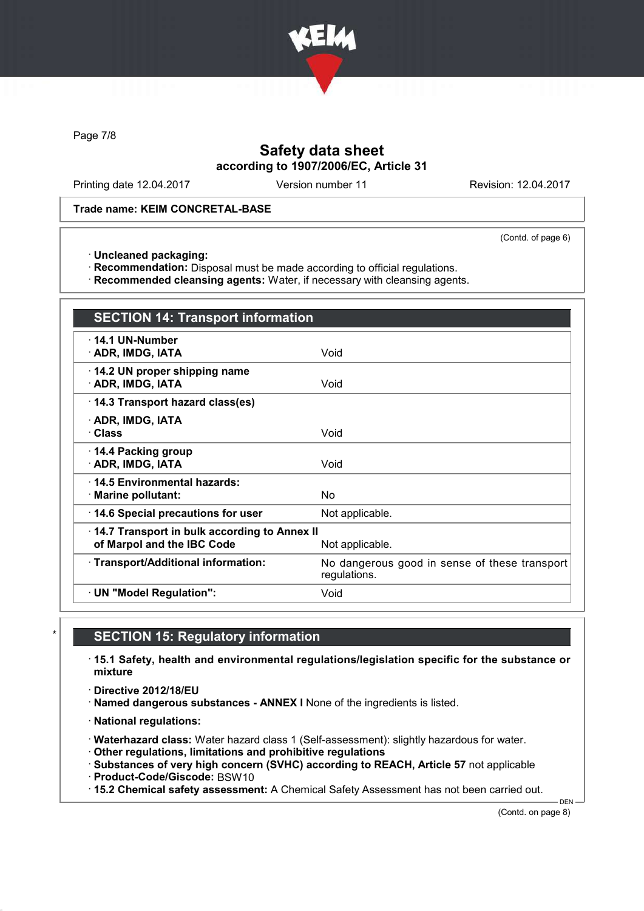(Contd. of page 6)

· **Uncleaned packaging:**
· **Recommendation:** Disposal must be made according to official regulations.
· **Recommended cleansing agents:** Water, if necessary with cleansing agents.

## SECTION 14: Transport information

| | |
|---|---|
| · **14.1 UN-Number**<br>· **ADR, IMDG, IATA** | Void |
| · **14.2 UN proper shipping name**<br>· **ADR, IMDG, IATA** | Void |
| · **14.3 Transport hazard class(es)**<br>· **ADR, IMDG, IATA**<br>· **Class** | Void |
| · **14.4 Packing group**<br>· **ADR, IMDG, IATA** | Void |
| · **14.5 Environmental hazards:**<br>· **Marine pollutant:** | No |
| · **14.6 Special precautions for user** | Not applicable. |
| · **14.7 Transport in bulk according to Annex II of Marpol and the IBC Code** | Not applicable. |
| · **Transport/Additional information:** | No dangerous good in sense of these transport regulations. |
| · **UN "Model Regulation":** | Void |

## * SECTION 15: Regulatory information

· **15.1 Safety, health and environmental regulations/legislation specific for the substance or mixture**

· **Directive 2012/18/EU**
· **Named dangerous substances - ANNEX I** None of the ingredients is listed.

· **National regulations:**

· **Waterhazard class:** Water hazard class 1 (Self-assessment): slightly hazardous for water.
· **Other regulations, limitations and prohibitive regulations**
· **Substances of very high concern (SVHC) according to REACH, Article 57** not applicable
· **Product-Code/Giscode:** BSW10
· **15.2 Chemical safety assessment:** A Chemical Safety Assessment has not been carried out.

(Contd. on page 8)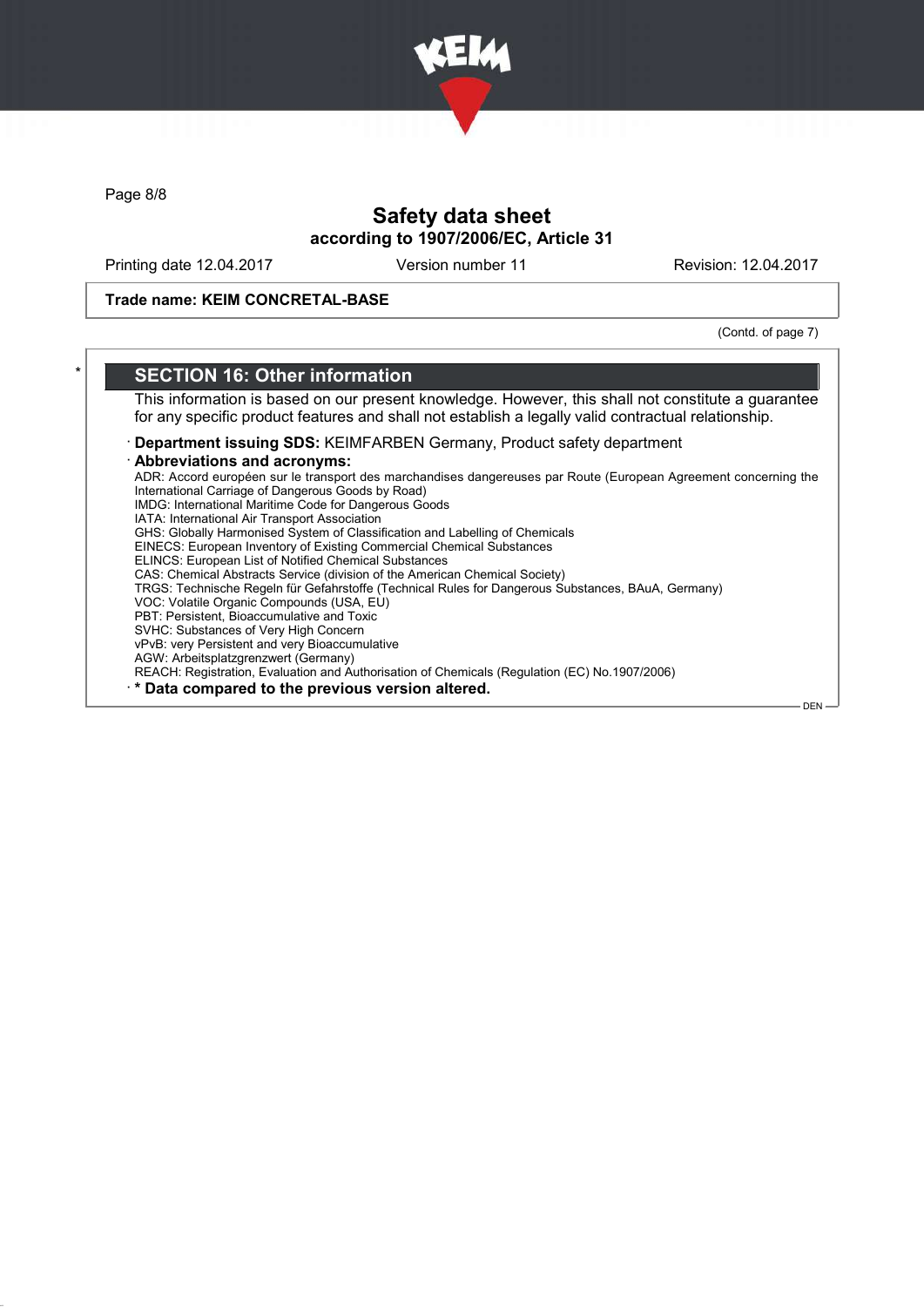(Contd. of page 7)

## * SECTION 16: Other information

This information is based on our present knowledge. However, this shall not constitute a guarantee for any specific product features and shall not establish a legally valid contractual relationship.

· **Department issuing SDS:** KEIMFARBEN Germany, Product safety department

· **Abbreviations and acronyms:**

ADR: Accord européen sur le transport des marchandises dangereuses par Route (European Agreement concerning the International Carriage of Dangerous Goods by Road)
IMDG: International Maritime Code for Dangerous Goods
IATA: International Air Transport Association
GHS: Globally Harmonised System of Classification and Labelling of Chemicals
EINECS: European Inventory of Existing Commercial Chemical Substances
ELINCS: European List of Notified Chemical Substances
CAS: Chemical Abstracts Service (division of the American Chemical Society)
TRGS: Technische Regeln für Gefahrstoffe (Technical Rules for Dangerous Substances, BAuA, Germany)
VOC: Volatile Organic Compounds (USA, EU)
PBT: Persistent, Bioaccumulative and Toxic
SVHC: Substances of Very High Concern
vPvB: very Persistent and very Bioaccumulative
AGW: Arbeitsplatzgrenzwert (Germany)
REACH: Registration, Evaluation and Authorisation of Chemicals (Regulation (EC) No.1907/2006)

· **\* Data compared to the previous version altered.**

DEN